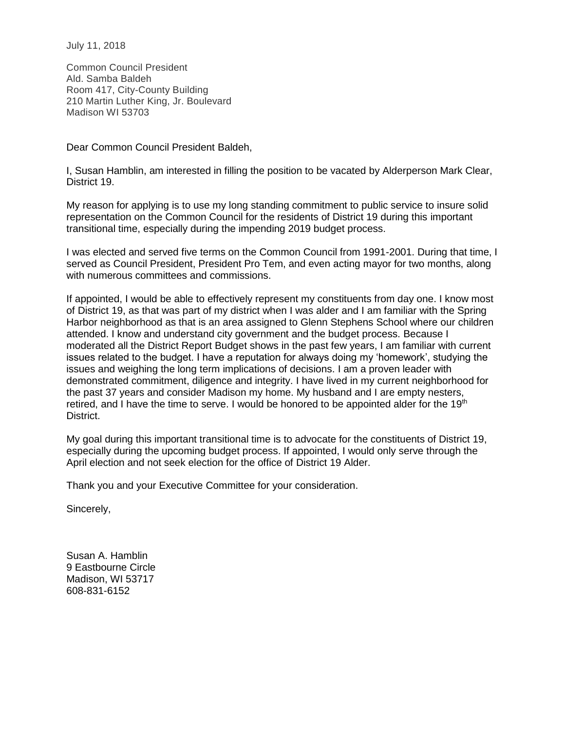July 11, 2018

Common Council President  
Ald. Samba Baldeh  
Room 417, City-County Building  
210 Martin Luther King, Jr. Boulevard  
Madison WI 53703

Dear Common Council President Baldeh,

I, Susan Hamblin, am interested in filling the position to be vacated by Alderperson Mark Clear, District 19.

My reason for applying is to use my long standing commitment to public service to insure solid representation on the Common Council for the residents of District 19 during this important transitional time, especially during the impending 2019 budget process.

I was elected and served five terms on the Common Council from 1991-2001. During that time, I served as Council President, President Pro Tem, and even acting mayor for two months, along with numerous committees and commissions.

If appointed, I would be able to effectively represent my constituents from day one. I know most of District 19, as that was part of my district when I was alder and I am familiar with the Spring Harbor neighborhood as that is an area assigned to Glenn Stephens School where our children attended. I know and understand city government and the budget process. Because I moderated all the District Report Budget shows in the past few years, I am familiar with current issues related to the budget. I have a reputation for always doing my 'homework', studying the issues and weighing the long term implications of decisions. I am a proven leader with demonstrated commitment, diligence and integrity. I have lived in my current neighborhood for the past 37 years and consider Madison my home. My husband and I are empty nesters, retired, and I have the time to serve. I would be honored to be appointed alder for the 19th District.

My goal during this important transitional time is to advocate for the constituents of District 19, especially during the upcoming budget process. If appointed, I would only serve through the April election and not seek election for the office of District 19 Alder.

Thank you and your Executive Committee for your consideration.

Sincerely,

Susan A. Hamblin  
9 Eastbourne Circle  
Madison, WI 53717  
608-831-6152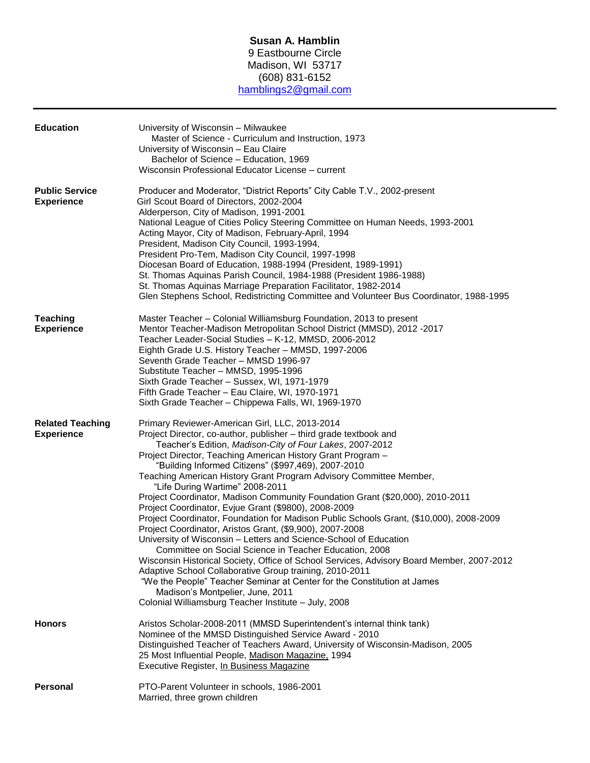# Susan A. Hamblin

9 Eastbourne Circle
Madison, WI 53717
(608) 831-6152
hamblings2@gmail.com

---

## Education

University of Wisconsin – Milwaukee
Master of Science - Curriculum and Instruction, 1973
University of Wisconsin – Eau Claire
Bachelor of Science – Education, 1969
Wisconsin Professional Educator License – current

## Public Service Experience

Producer and Moderator, "District Reports" City Cable T.V., 2002-present
Girl Scout Board of Directors, 2002-2004
Alderperson, City of Madison, 1991-2001
National League of Cities Policy Steering Committee on Human Needs, 1993-2001
Acting Mayor, City of Madison, February-April, 1994
President, Madison City Council, 1993-1994,
President Pro-Tem, Madison City Council, 1997-1998
Diocesan Board of Education, 1988-1994 (President, 1989-1991)
St. Thomas Aquinas Parish Council, 1984-1988 (President 1986-1988)
St. Thomas Aquinas Marriage Preparation Facilitator, 1982-2014
Glen Stephens School, Redistricting Committee and Volunteer Bus Coordinator, 1988-1995

## Teaching Experience

Master Teacher – Colonial Williamsburg Foundation, 2013 to present
Mentor Teacher-Madison Metropolitan School District (MMSD), 2012 -2017
Teacher Leader-Social Studies – K-12, MMSD, 2006-2012
Eighth Grade U.S. History Teacher – MMSD, 1997-2006
Seventh Grade Teacher – MMSD 1996-97
Substitute Teacher – MMSD, 1995-1996
Sixth Grade Teacher – Sussex, WI, 1971-1979
Fifth Grade Teacher – Eau Claire, WI, 1970-1971
Sixth Grade Teacher – Chippewa Falls, WI, 1969-1970

## Related Teaching Experience

Primary Reviewer-American Girl, LLC, 2013-2014
Project Director, co-author, publisher – third grade textbook and
Teacher's Edition, *Madison-City of Four Lakes*, 2007-2012
Project Director, Teaching American History Grant Program –
"Building Informed Citizens" ($997,469), 2007-2010
Teaching American History Grant Program Advisory Committee Member,
"Life During Wartime" 2008-2011
Project Coordinator, Madison Community Foundation Grant ($20,000), 2010-2011
Project Coordinator, Evjue Grant ($9800), 2008-2009
Project Coordinator, Foundation for Madison Public Schools Grant, ($10,000), 2008-2009
Project Coordinator, Aristos Grant, ($9,900), 2007-2008
University of Wisconsin – Letters and Science-School of Education
Committee on Social Science in Teacher Education, 2008
Wisconsin Historical Society, Office of School Services, Advisory Board Member, 2007-2012
Adaptive School Collaborative Group training, 2010-2011
"We the People" Teacher Seminar at Center for the Constitution at James
Madison's Montpelier, June, 2011
Colonial Williamsburg Teacher Institute – July, 2008

## Honors

Aristos Scholar-2008-2011 (MMSD Superintendent's internal think tank)
Nominee of the MMSD Distinguished Service Award - 2010
Distinguished Teacher of Teachers Award, University of Wisconsin-Madison, 2005
25 Most Influential People, Madison Magazine, 1994
Executive Register, In Business Magazine

## Personal

PTO-Parent Volunteer in schools, 1986-2001
Married, three grown children